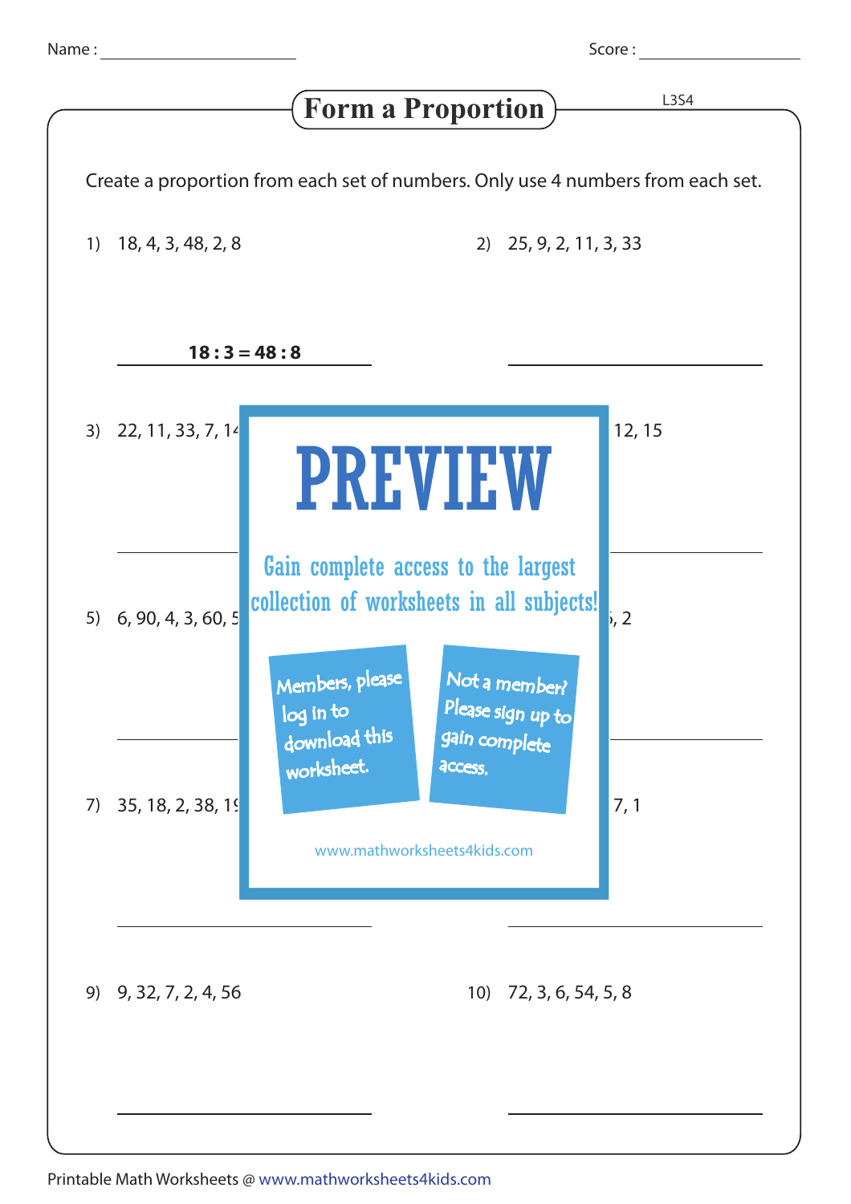Name : ______________________ Score : ______________________

# Form a Proportion

L3S4

Create a proportion from each set of numbers. Only use 4 numbers from each set.

1) 18, 4, 3, 48, 2, 8

**18 : 3 = 48 : 8**

2) 25, 9, 2, 11, 3, 33

______________________

3) 22, 11, 33, 7, 14

______________________

12, 15

______________________

5) 6, 90, 4, 3, 60, 5

______________________

, 2

______________________

7) 35, 18, 2, 38, 19

______________________

7, 1

______________________

PREVIEW

Gain complete access to the largest collection of worksheets in all subjects!

Members, please log in to download this worksheet.

Not a member? Please sign up to gain complete access.

www.mathworksheets4kids.com

9) 9, 32, 7, 2, 4, 56

______________________

10) 72, 3, 6, 54, 5, 8

______________________

Printable Math Worksheets @ www.mathworksheets4kids.com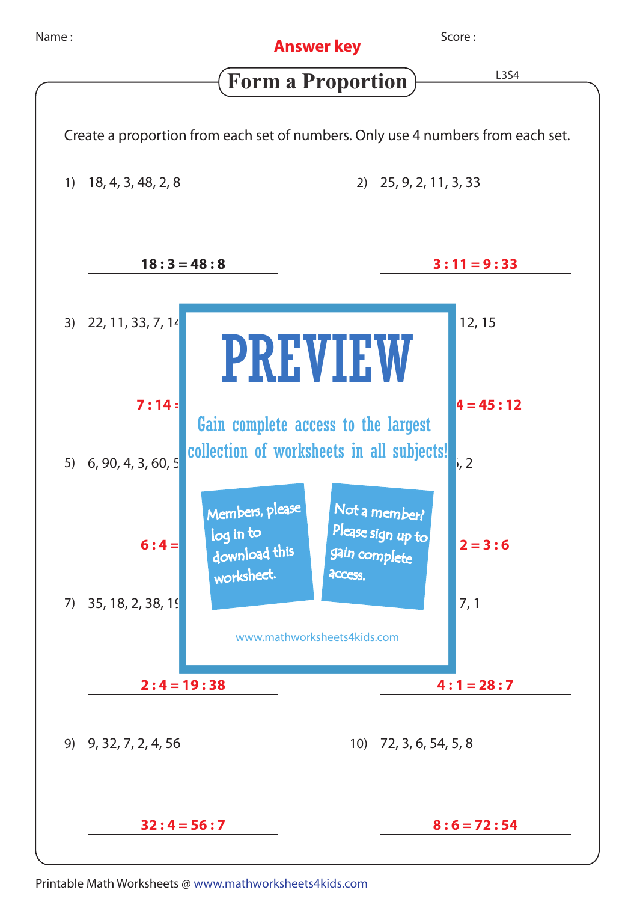Name : _______________ **Answer key** Score : _______________

# Form a Proportion

L3S4

Create a proportion from each set of numbers. Only use 4 numbers from each set.

1) 18, 4, 3, 48, 2, 8

**18 : 3 = 48 : 8**

2) 25, 9, 2, 11, 3, 33

**3 : 11 = 9 : 33**

3) 22, 11, 33, 7, 14

**7 : 14 =**

4) 12, 15

**4 = 45 : 12**

5) 6, 90, 4, 3, 60, 5

**6 : 4 =**

6) , 2

**2 = 3 : 6**

7) 35, 18, 2, 38, 19

**2 : 4 = 19 : 38**

8) 7, 1

**4 : 1 = 28 : 7**

9) 9, 32, 7, 2, 4, 56

**32 : 4 = 56 : 7**

10) 72, 3, 6, 54, 5, 8

**8 : 6 = 72 : 54**

PREVIEW

Gain complete access to the largest collection of worksheets in all subjects!

Members, please log in to download this worksheet.

Not a member? Please sign up to gain complete access.

www.mathworksheets4kids.com

Printable Math Worksheets @ www.mathworksheets4kids.com